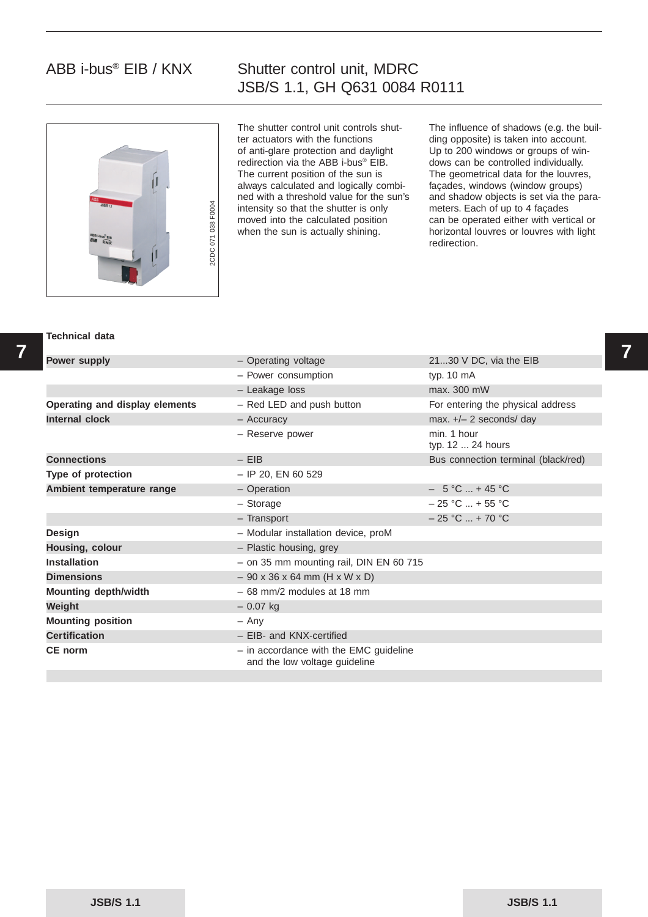# ABB i-bus® EIB / KNX

## Shutter control unit, MDRC
## JSB/S 1.1, GH Q631 0084 R0111

2CDC 071 038 F0004

The shutter control unit controls shutter actuators with the functions of anti-glare protection and daylight redirection via the ABB i-bus® EIB. The current position of the sun is always calculated and logically combined with a threshold value for the sun's intensity so that the shutter is only moved into the calculated position when the sun is actually shining.

The influence of shadows (e.g. the building opposite) is taken into account. Up to 200 windows or groups of windows can be controlled individually. The geometrical data for the louvres, façades, windows (window groups) and shadow objects is set via the parameters. Each of up to 4 façades can be operated either with vertical or horizontal louvres or louvres with light redirection.

### Technical data

| | | |
|---|---|---|
| **Power supply** | – Operating voltage | 21...30 V DC, via the EIB |
| | – Power consumption | typ. 10 mA |
| | – Leakage loss | max. 300 mW |
| **Operating and display elements** | – Red LED and push button | For entering the physical address |
| **Internal clock** | – Accuracy | max. +/– 2 seconds/ day |
| | – Reserve power | min. 1 hour<br>typ. 12 ... 24 hours |
| **Connections** | – EIB | Bus connection terminal (black/red) |
| **Type of protection** | – IP 20, EN 60 529 | |
| **Ambient temperature range** | – Operation | – 5 °C ... + 45 °C |
| | – Storage | – 25 °C ... + 55 °C |
| | – Transport | – 25 °C ... + 70 °C |
| **Design** | – Modular installation device, proM | |
| **Housing, colour** | – Plastic housing, grey | |
| **Installation** | – on 35 mm mounting rail, DIN EN 60 715 | |
| **Dimensions** | – 90 x 36 x 64 mm (H x W x D) | |
| **Mounting depth/width** | – 68 mm/2 modules at 18 mm | |
| **Weight** | – 0.07 kg | |
| **Mounting position** | – Any | |
| **Certification** | – EIB- and KNX-certified | |
| **CE norm** | – in accordance with the EMC guideline and the low voltage guideline | |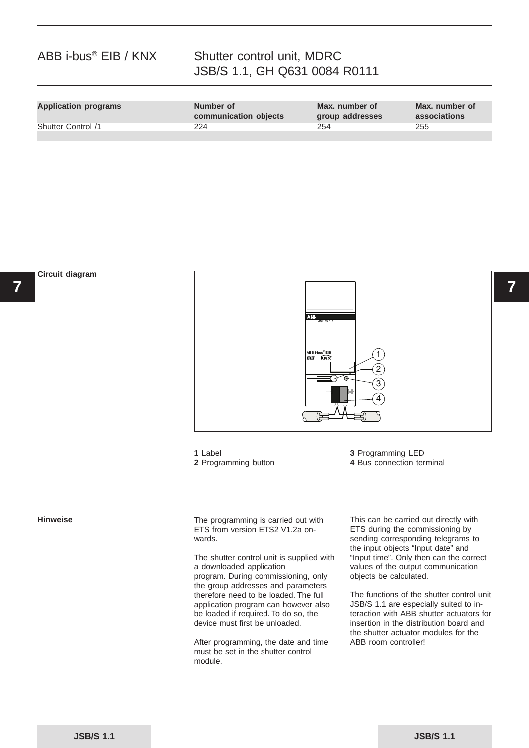# ABB i-bus® EIB / KNX

## Shutter control unit, MDRC
## JSB/S 1.1, GH Q631 0084 R0111

| Application programs | Number of communication objects | Max. number of group addresses | Max. number of associations |
| --- | --- | --- | --- |
| Shutter Control /1 | 224 | 254 | 255 |

### Circuit diagram

1 Label
2 Programming button
3 Programming LED
4 Bus connection terminal

### Hinweise

The programming is carried out with ETS from version ETS2 V1.2a onwards.

The shutter control unit is supplied with a downloaded application program. During commissioning, only the group addresses and parameters therefore need to be loaded. The full application program can however also be loaded if required. To do so, the device must first be unloaded.

After programming, the date and time must be set in the shutter control module.

This can be carried out directly with ETS during the commissioning by sending corresponding telegrams to the input objects “Input date” and “Input time”. Only then can the correct values of the output communication objects be calculated.

The functions of the shutter control unit JSB/S 1.1 are especially suited to interaction with ABB shutter actuators for insertion in the distribution board and the shutter actuator modules for the ABB room controller!